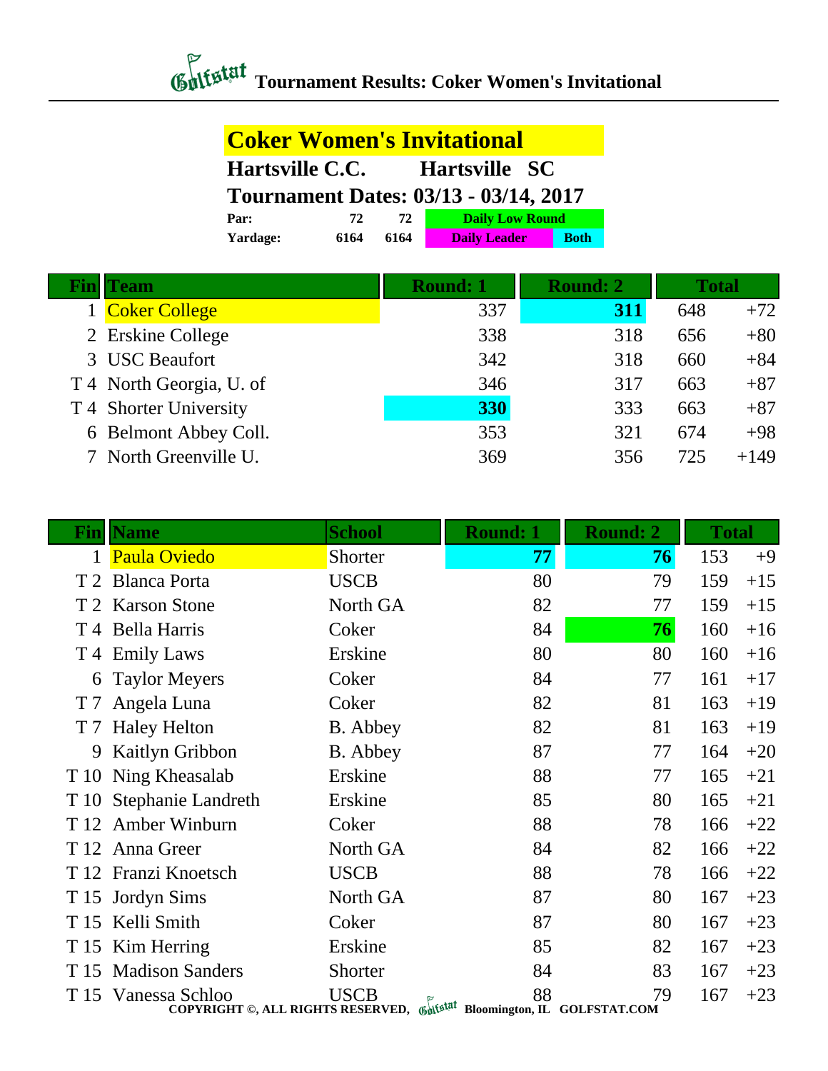# Tournament Results: Coker Women's Invitational

## Coker Women's Invitational

**Hartsville C.C.** **Hartsville SC**

**Tournament Dates: 03/13 - 03/14, 2017**

| | | | | |
|---|---|---|---|---|
| **Par:** | 72 | 72 | Daily Low Round | |
| **Yardage:** | 6164 | 6164 | Daily Leader | Both |

| Fin | Team | Round: 1 | Round: 2 | Total | |
|---|---|---|---|---|---|
| 1 | Coker College | 337 | **311** | 648 | +72 |
| 2 | Erskine College | 338 | 318 | 656 | +80 |
| 3 | USC Beaufort | 342 | 318 | 660 | +84 |
| T 4 | North Georgia, U. of | 346 | 317 | 663 | +87 |
| T 4 | Shorter University | **330** | 333 | 663 | +87 |
| 6 | Belmont Abbey Coll. | 353 | 321 | 674 | +98 |
| 7 | North Greenville U. | 369 | 356 | 725 | +149 |

| Fin | Name | School | Round: 1 | Round: 2 | Total | |
|---|---|---|---|---|---|---|
| 1 | Paula Oviedo | Shorter | **77** | **76** | 153 | +9 |
| T 2 | Blanca Porta | USCB | 80 | 79 | 159 | +15 |
| T 2 | Karson Stone | North GA | 82 | 77 | 159 | +15 |
| T 4 | Bella Harris | Coker | 84 | **76** | 160 | +16 |
| T 4 | Emily Laws | Erskine | 80 | 80 | 160 | +16 |
| 6 | Taylor Meyers | Coker | 84 | 77 | 161 | +17 |
| T 7 | Angela Luna | Coker | 82 | 81 | 163 | +19 |
| T 7 | Haley Helton | B. Abbey | 82 | 81 | 163 | +19 |
| 9 | Kaitlyn Gribbon | B. Abbey | 87 | 77 | 164 | +20 |
| T 10 | Ning Kheasalab | Erskine | 88 | 77 | 165 | +21 |
| T 10 | Stephanie Landreth | Erskine | 85 | 80 | 165 | +21 |
| T 12 | Amber Winburn | Coker | 88 | 78 | 166 | +22 |
| T 12 | Anna Greer | North GA | 84 | 82 | 166 | +22 |
| T 12 | Franzi Knoetsch | USCB | 88 | 78 | 166 | +22 |
| T 15 | Jordyn Sims | North GA | 87 | 80 | 167 | +23 |
| T 15 | Kelli Smith | Coker | 87 | 80 | 167 | +23 |
| T 15 | Kim Herring | Erskine | 85 | 82 | 167 | +23 |
| T 15 | Madison Sanders | Shorter | 84 | 83 | 167 | +23 |
| T 15 | Vanessa Schloo | USCB | 88 | 79 | 167 | +23 |

COPYRIGHT ©, ALL RIGHTS RESERVED, Golfstat Bloomington, IL GOLFSTAT.COM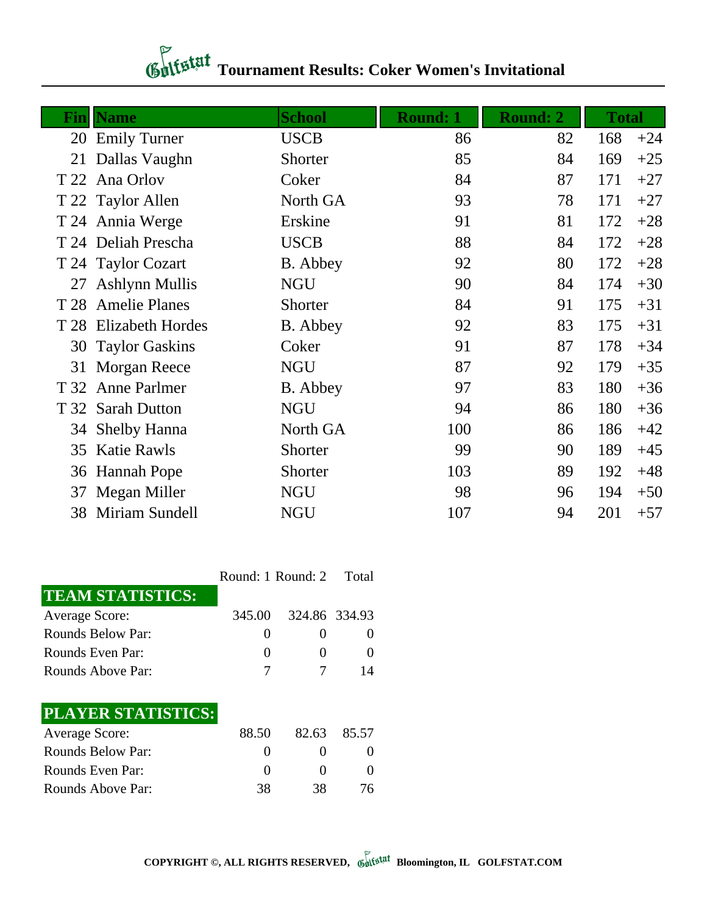# Tournament Results: Coker Women's Invitational

| Fin | Name | School | Round: 1 | Round: 2 | Total | |
|---|---|---|---|---|---|---|
| 20 | Emily Turner | USCB | 86 | 82 | 168 | +24 |
| 21 | Dallas Vaughn | Shorter | 85 | 84 | 169 | +25 |
| T 22 | Ana Orlov | Coker | 84 | 87 | 171 | +27 |
| T 22 | Taylor Allen | North GA | 93 | 78 | 171 | +27 |
| T 24 | Annia Werge | Erskine | 91 | 81 | 172 | +28 |
| T 24 | Deliah Prescha | USCB | 88 | 84 | 172 | +28 |
| T 24 | Taylor Cozart | B. Abbey | 92 | 80 | 172 | +28 |
| 27 | Ashlynn Mullis | NGU | 90 | 84 | 174 | +30 |
| T 28 | Amelie Planes | Shorter | 84 | 91 | 175 | +31 |
| T 28 | Elizabeth Hordes | B. Abbey | 92 | 83 | 175 | +31 |
| 30 | Taylor Gaskins | Coker | 91 | 87 | 178 | +34 |
| 31 | Morgan Reece | NGU | 87 | 92 | 179 | +35 |
| T 32 | Anne Parlmer | B. Abbey | 97 | 83 | 180 | +36 |
| T 32 | Sarah Dutton | NGU | 94 | 86 | 180 | +36 |
| 34 | Shelby Hanna | North GA | 100 | 86 | 186 | +42 |
| 35 | Katie Rawls | Shorter | 99 | 90 | 189 | +45 |
| 36 | Hannah Pope | Shorter | 103 | 89 | 192 | +48 |
| 37 | Megan Miller | NGU | 98 | 96 | 194 | +50 |
| 38 | Miriam Sundell | NGU | 107 | 94 | 201 | +57 |

| TEAM STATISTICS: | Round: 1 | Round: 2 | Total |
|---|---|---|---|
| Average Score: | 345.00 | 324.86 | 334.93 |
| Rounds Below Par: | 0 | 0 | 0 |
| Rounds Even Par: | 0 | 0 | 0 |
| Rounds Above Par: | 7 | 7 | 14 |

| PLAYER STATISTICS: | Round: 1 | Round: 2 | Total |
|---|---|---|---|
| Average Score: | 88.50 | 82.63 | 85.57 |
| Rounds Below Par: | 0 | 0 | 0 |
| Rounds Even Par: | 0 | 0 | 0 |
| Rounds Above Par: | 38 | 38 | 76 |

COPYRIGHT ©, ALL RIGHTS RESERVED, Golfstat Bloomington, IL GOLFSTAT.COM